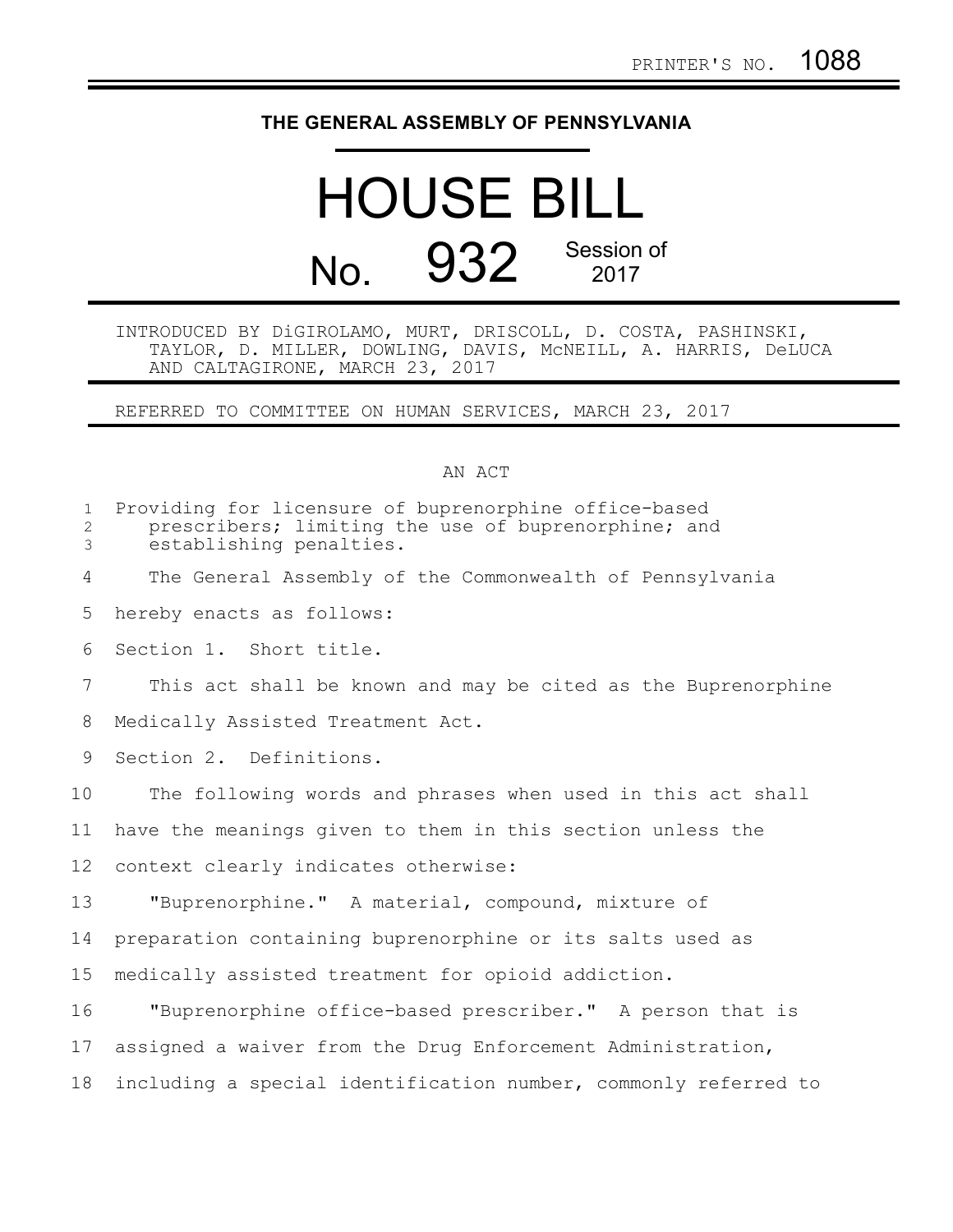PRINTER'S NO. 1088

**THE GENERAL ASSEMBLY OF PENNSYLVANIA**

# HOUSE BILL

# No. 932 Session of 2017

INTRODUCED BY DiGIROLAMO, MURT, DRISCOLL, D. COSTA, PASHINSKI, TAYLOR, D. MILLER, DOWLING, DAVIS, McNEILL, A. HARRIS, DeLUCA AND CALTAGIRONE, MARCH 23, 2017

REFERRED TO COMMITTEE ON HUMAN SERVICES, MARCH 23, 2017

AN ACT

Providing for licensure of buprenorphine office-based prescribers; limiting the use of buprenorphine; and establishing penalties.

The General Assembly of the Commonwealth of Pennsylvania hereby enacts as follows:

Section 1. Short title.

This act shall be known and may be cited as the Buprenorphine Medically Assisted Treatment Act.

Section 2. Definitions.

The following words and phrases when used in this act shall have the meanings given to them in this section unless the context clearly indicates otherwise:

"Buprenorphine." A material, compound, mixture of preparation containing buprenorphine or its salts used as medically assisted treatment for opioid addiction.

"Buprenorphine office-based prescriber." A person that is assigned a waiver from the Drug Enforcement Administration, including a special identification number, commonly referred to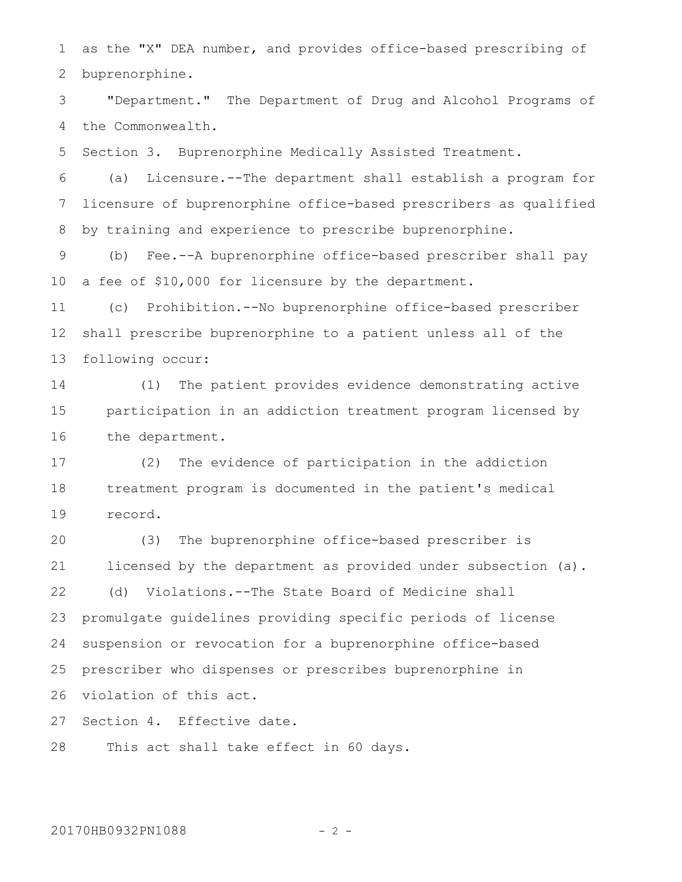as the "X" DEA number, and provides office-based prescribing of buprenorphine.

"Department." The Department of Drug and Alcohol Programs of the Commonwealth.

Section 3. Buprenorphine Medically Assisted Treatment.

(a) Licensure.--The department shall establish a program for licensure of buprenorphine office-based prescribers as qualified by training and experience to prescribe buprenorphine.

(b) Fee.--A buprenorphine office-based prescriber shall pay a fee of $10,000 for licensure by the department.

(c) Prohibition.--No buprenorphine office-based prescriber shall prescribe buprenorphine to a patient unless all of the following occur:

(1) The patient provides evidence demonstrating active participation in an addiction treatment program licensed by the department.

(2) The evidence of participation in the addiction treatment program is documented in the patient's medical record.

(3) The buprenorphine office-based prescriber is licensed by the department as provided under subsection (a).

(d) Violations.--The State Board of Medicine shall promulgate guidelines providing specific periods of license suspension or revocation for a buprenorphine office-based prescriber who dispenses or prescribes buprenorphine in violation of this act.

Section 4. Effective date.

This act shall take effect in 60 days.